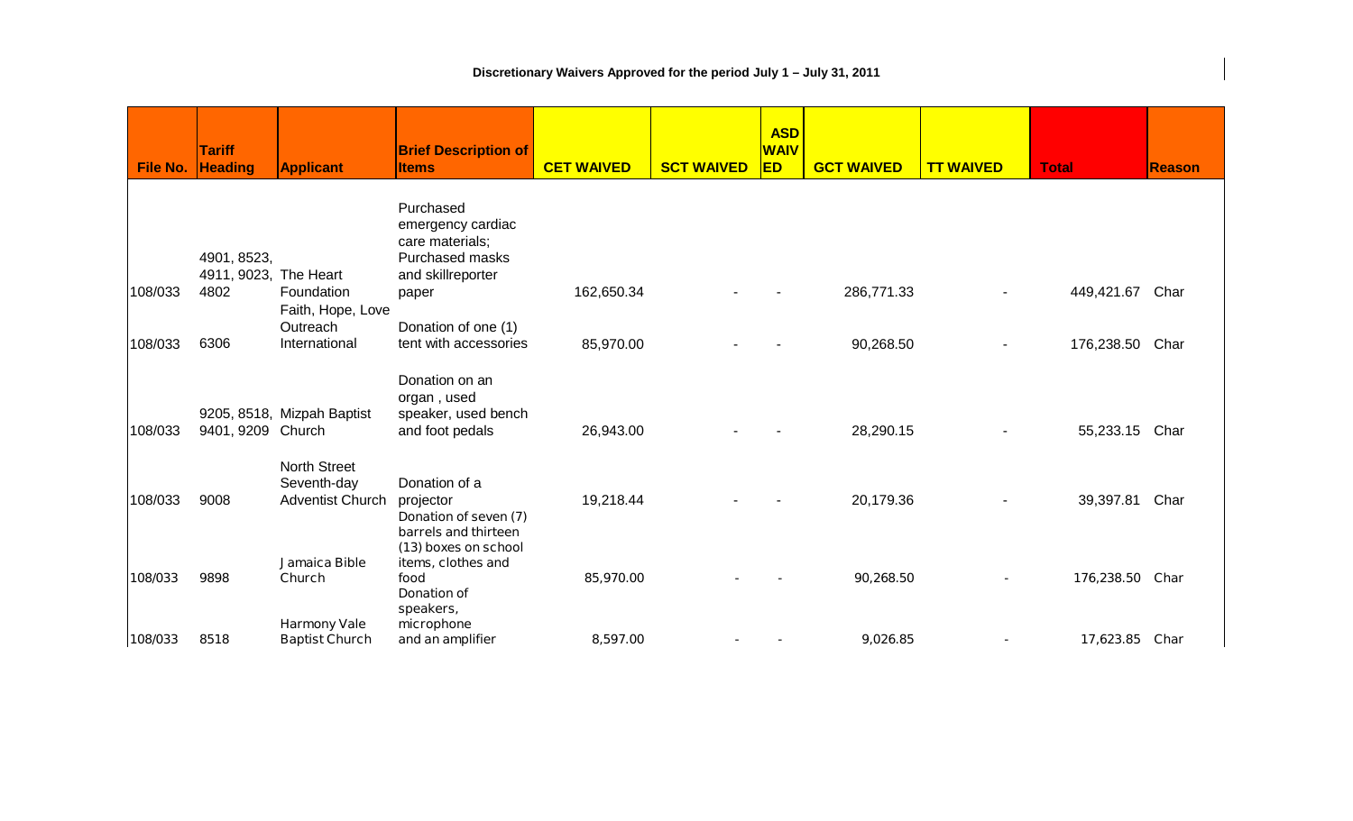**Discretionary Waivers Approved for the period July 1 – July 31, 2011**

| File No. | Tariff Heading | Applicant | Brief Description of Items | CET WAIVED | SCT WAIVED | ASD WAIVED | GCT WAIVED | TT WAIVED | Total | Reason |
|---|---|---|---|---|---|---|---|---|---|---|
| 108/033 | 4901, 8523, 4911, 9023, 4802 | The Heart Foundation | Purchased emergency cardiac care materials; Purchased masks and skillreporter paper | 162,650.34 | - | - | 286,771.33 | - | 449,421.67 | Char |
| 108/033 | 6306 | Faith, Hope, Love Outreach International | Donation of one (1) tent with accessories | 85,970.00 | - | - | 90,268.50 | - | 176,238.50 | Char |
| 108/033 | 9205, 8518, 9401, 9209 | Mizpah Baptist Church | Donation on an organ , used speaker, used bench and foot pedals | 26,943.00 | - | - | 28,290.15 | - | 55,233.15 | Char |
| 108/033 | 9008 | North Street Seventh-day Adventist Church | Donation of a projector | 19,218.44 | - | - | 20,179.36 | - | 39,397.81 | Char |
| 108/033 | 9898 | Jamaica Bible Church | Donation of seven (7) barrels and thirteen (13) boxes on school items, clothes and food | 85,970.00 | - | - | 90,268.50 | - | 176,238.50 | Char |
| 108/033 | 8518 | Harmony Vale Baptist Church | Donation of speakers, microphone and an amplifier | 8,597.00 | - | - | 9,026.85 | - | 17,623.85 | Char |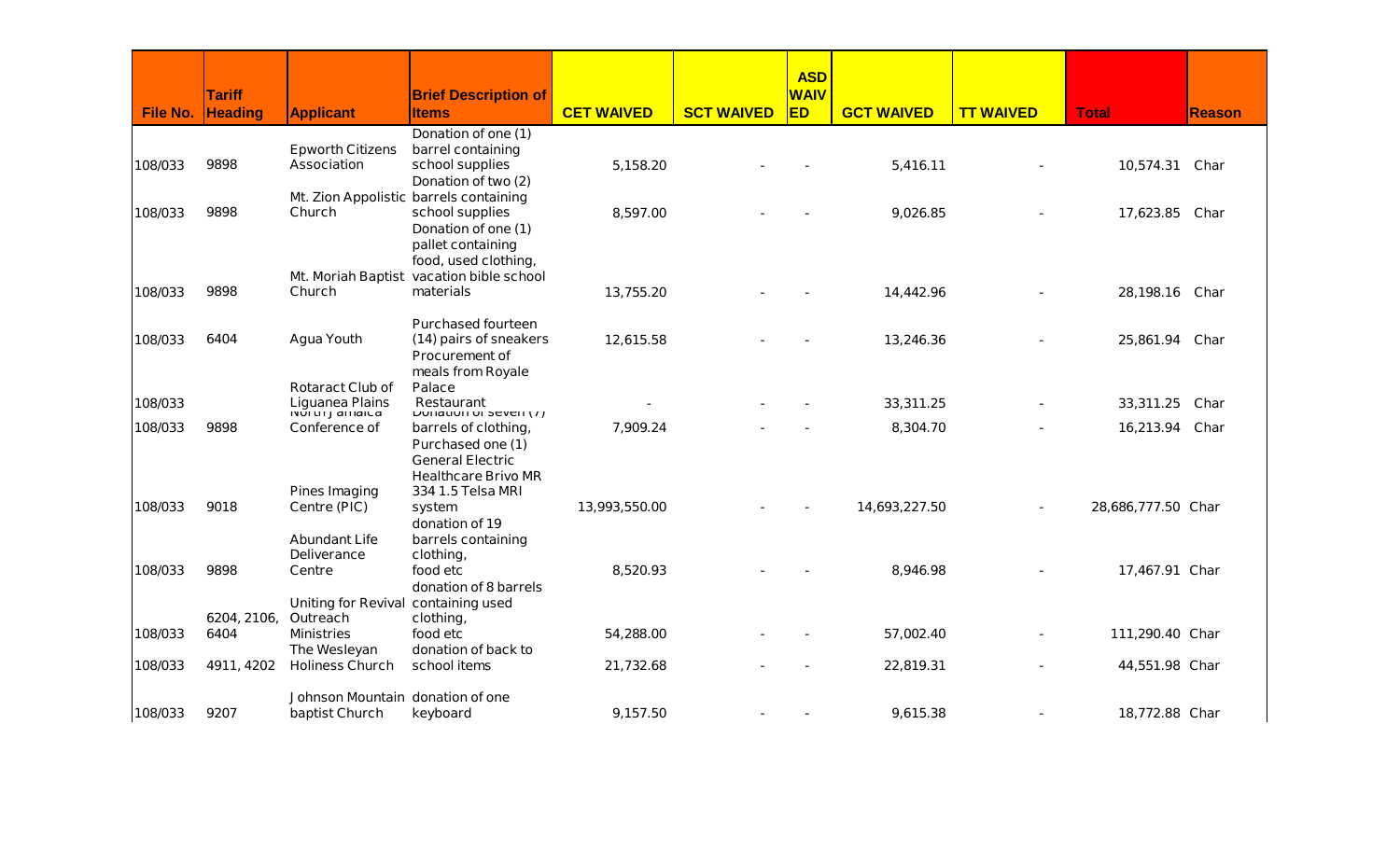| File No. | Tariff Heading | Applicant | Brief Description of Items | CET WAIVED | SCT WAIVED | ASD WAIVED | GCT WAIVED | TT WAIVED | Total | Reason |
|---|---|---|---|---|---|---|---|---|---|---|
| 108/033 | 9898 | Epworth Citizens Association | Donation of one (1) barrel containing school supplies | 5,158.20 | - | - | 5,416.11 | - | 10,574.31 | Char |
| 108/033 | 9898 | Mt. Zion Appolistic Church | Donation of two (2) barrels containing school supplies | 8,597.00 | - | - | 9,026.85 | - | 17,623.85 | Char |
| 108/033 | 9898 | Mt. Moriah Baptist Church | Donation of one (1) pallet containing food, used clothing, vacation bible school materials | 13,755.20 | - | - | 14,442.96 | - | 28,198.16 | Char |
| 108/033 | 6404 | Agua Youth | Purchased fourteen (14) pairs of sneakers | 12,615.58 | - | - | 13,246.36 | - | 25,861.94 | Char |
| 108/033 | | Rotaract Club of Liguanea Plains | Procurement of meals from Royale Palace Restaurant | - | - | - | 33,311.25 | - | 33,311.25 | Char |
| 108/033 | 9898 | North Jamaica Conference of | Donation of seven (7) barrels of clothing, | 7,909.24 | - | - | 8,304.70 | - | 16,213.94 | Char |
| 108/033 | 9018 | Pines Imaging Centre (PIC) | Purchased one (1) General Electric Healthcare Brivo MR 334 1.5 Telsa MRI system | 13,993,550.00 | - | - | 14,693,227.50 | - | 28,686,777.50 | Char |
| 108/033 | 9898 | Abundant Life Deliverance Centre | donation of 19 barrels containing clothing, food etc | 8,520.93 | - | - | 8,946.98 | - | 17,467.91 | Char |
| 108/033 | 6204, 2106, 6404 | Uniting for Revival Outreach Ministries | donation of 8 barrels containing used clothing, food etc | 54,288.00 | - | - | 57,002.40 | - | 111,290.40 | Char |
| 108/033 | 4911, 4202 | The Wesleyan Holiness Church | donation of back to school items | 21,732.68 | - | - | 22,819.31 | - | 44,551.98 | Char |
| 108/033 | 9207 | Johnson Mountain baptist Church | donation of one keyboard | 9,157.50 | - | - | 9,615.38 | - | 18,772.88 | Char |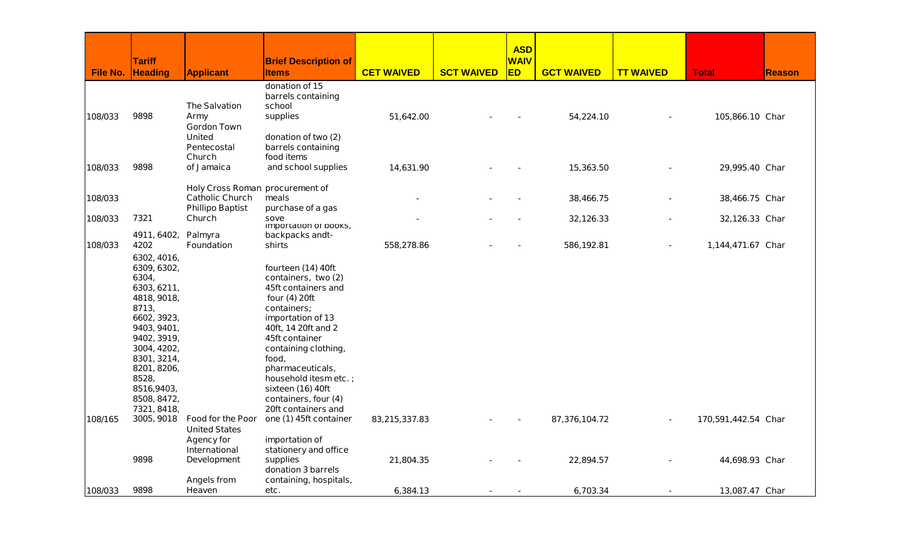| File No. | Tariff Heading | Applicant | Brief Description of Items | CET WAIVED | SCT WAIVED | ASD WAIVED | GCT WAIVED | TT WAIVED | Total | Reason |
|---|---|---|---|---|---|---|---|---|---|---|
| 108/033 | 9898 | The Salvation Army | donation of 15 barrels containing school supplies | 51,642.00 | - | - | 54,224.10 | - | 105,866.10 | Char |
| 108/033 | 9898 | Gordon Town United Pentecostal Church of Jamaica | donation of two (2) barrels containing food items and school supplies | 14,631.90 | - | - | 15,363.50 | - | 29,995.40 | Char |
| 108/033 | | Holy Cross Roman Catholic Church | procurement of meals | - | - | - | 38,466.75 | - | 38,466.75 | Char |
| 108/033 | 7321 | Phillipo Baptist Church | purchase of a gas sove | - | - | - | 32,126.33 | - | 32,126.33 | Char |
| 108/033 | 4911, 6402, 4202 | Palmyra Foundation | importation of books, backpacks andt-shirts | 558,278.86 | - | - | 586,192.81 | - | 1,144,471.67 | Char |
| 108/165 | 6302, 4016, 6309, 6302, 6304, 6303, 6211, 4818, 9018, 8713, 6602, 3923, 9403, 9401, 9402, 3919, 3004, 4202, 8301, 3214, 8201, 8206, 8528, 8516,9403, 8508, 8472, 7321, 8418, 3005, 9018 | Food for the Poor | fourteen (14) 40ft containers, two (2) 45ft containers and four (4) 20ft containers; importation of 13 40ft, 14 20ft and 2 45ft container containing clothing, food, pharmaceuticals, household itesm etc. ; sixteen (16) 40ft containers, four (4) 20ft containers and one (1) 45ft container | 83,215,337.83 | - | - | 87,376,104.72 | - | 170,591,442.54 | Char |
| | 9898 | United States Agency for International Development | importation of stationery and office supplies | 21,804.35 | - | - | 22,894.57 | - | 44,698.93 | Char |
| 108/033 | 9898 | Angels from Heaven | donation 3 barrels containing, hospitals, etc. | 6,384.13 | - | - | 6,703.34 | - | 13,087.47 | Char |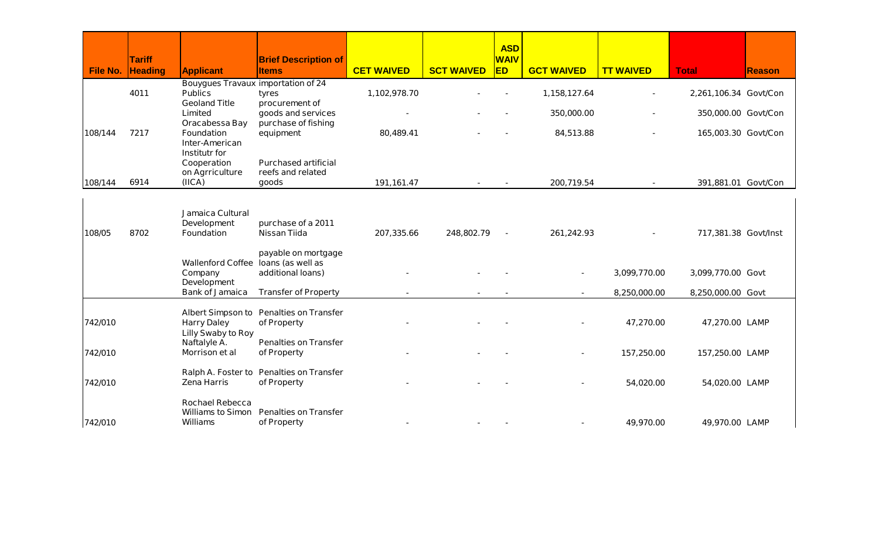| File No. | Tariff Heading | Applicant | Brief Description of Items | CET WAIVED | SCT WAIVED | ASD WAIVED | GCT WAIVED | TT WAIVED | Total | Reason |
|---|---|---|---|---|---|---|---|---|---|---|
| | 4011 | Bouygues Travaux Publics | importation of 24 tyres | 1,102,978.70 | - | - | 1,158,127.64 | - | 2,261,106.34 | Govt/Con |
| | | Geoland Title Limited | procurement of goods and services | - | - | - | 350,000.00 | - | 350,000.00 | Govt/Con |
| 108/144 | 7217 | Oracabessa Bay Foundation | purchase of fishing equipment | 80,489.41 | - | - | 84,513.88 | - | 165,003.30 | Govt/Con |
| 108/144 | 6914 | Inter-American Institutr for Cooperation on Agrriculture (IICA) | Purchased artificial reefs and related goods | 191,161.47 | - | - | 200,719.54 | - | 391,881.01 | Govt/Con |
| 108/05 | 8702 | Jamaica Cultural Development Foundation | purchase of a 2011 Nissan Tiida | 207,335.66 | 248,802.79 | - | 261,242.93 | - | 717,381.38 | Govt/Inst |
| | | Wallenford Coffee Company | payable on mortgage loans (as well as additional loans) | - | - | - | - | 3,099,770.00 | 3,099,770.00 | Govt |
| | | Development Bank of Jamaica | Transfer of Property | - | - | - | - | 8,250,000.00 | 8,250,000.00 | Govt |
| 742/010 | | Albert Simpson to Harry Daley | Penalties on Transfer of Property | - | - | - | - | 47,270.00 | 47,270.00 | LAMP |
| 742/010 | | Lilly Swaby to Roy Naftalyle A. Morrison et al | Penalties on Transfer of Property | - | - | - | - | 157,250.00 | 157,250.00 | LAMP |
| 742/010 | | Ralph A. Foster to Zena Harris | Penalties on Transfer of Property | - | - | - | - | 54,020.00 | 54,020.00 | LAMP |
| 742/010 | | Rochael Rebecca Williams to Simon Williams | Penalties on Transfer of Property | - | - | - | - | 49,970.00 | 49,970.00 | LAMP |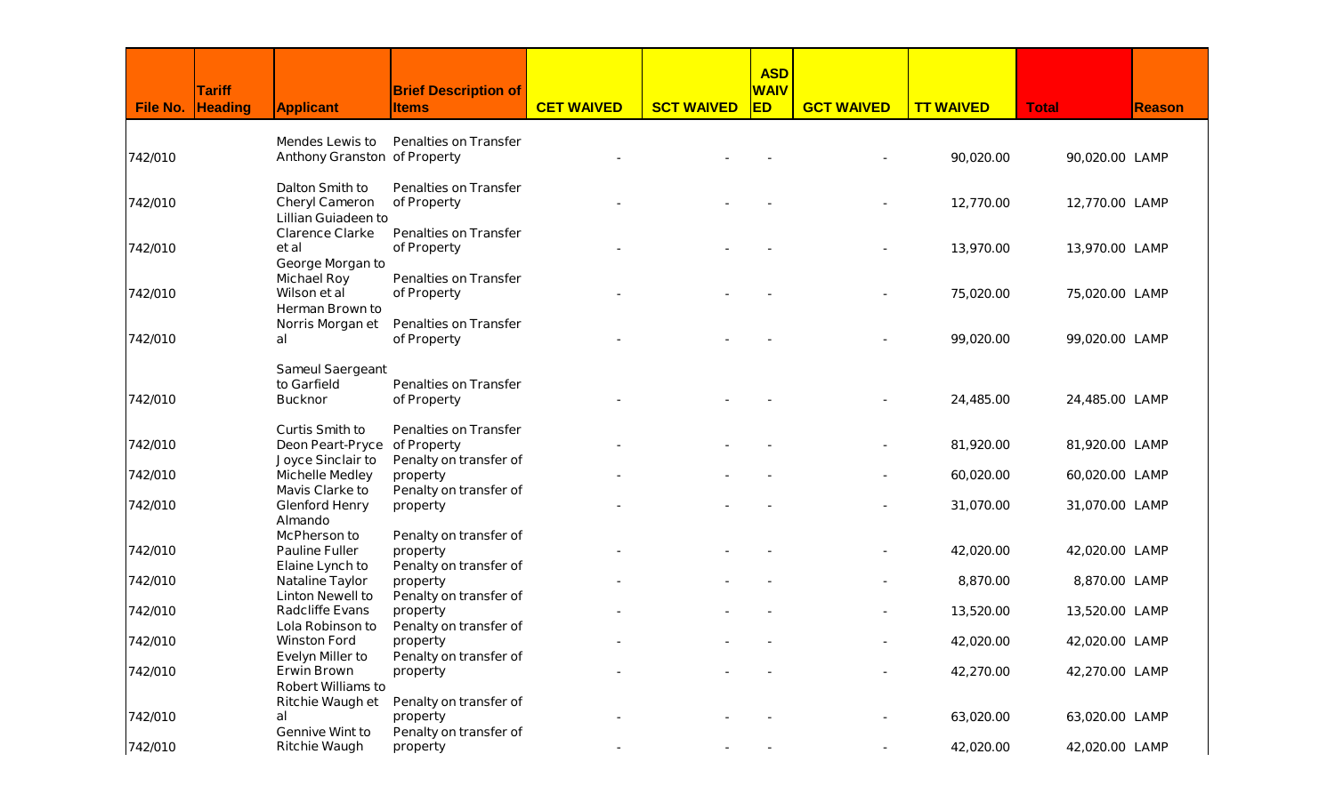| File No. | Tariff Heading | Applicant | Brief Description of Items | CET WAIVED | SCT WAIVED | ASD WAIVED | GCT WAIVED | TT WAIVED | Total | Reason |
|---|---|---|---|---|---|---|---|---|---|---|
| 742/010 | | Mendes Lewis to Anthony Granston | Penalties on Transfer of Property | - | - | - | - | 90,020.00 | 90,020.00 | LAMP |
| 742/010 | | Dalton Smith to Cheryl Cameron | Penalties on Transfer of Property | - | - | - | - | 12,770.00 | 12,770.00 | LAMP |
| 742/010 | | Lillian Guiadeen to Clarence Clarke et al | Penalties on Transfer of Property | - | - | - | - | 13,970.00 | 13,970.00 | LAMP |
| 742/010 | | George Morgan to Michael Roy Wilson et al | Penalties on Transfer of Property | - | - | - | - | 75,020.00 | 75,020.00 | LAMP |
| 742/010 | | Herman Brown to Norris Morgan et al | Penalties on Transfer of Property | - | - | - | - | 99,020.00 | 99,020.00 | LAMP |
| 742/010 | | Sameul Saergeant to Garfield Bucknor | Penalties on Transfer of Property | - | - | - | - | 24,485.00 | 24,485.00 | LAMP |
| 742/010 | | Curtis Smith to Deon Peart-Pryce | Penalties on Transfer of Property | - | - | - | - | 81,920.00 | 81,920.00 | LAMP |
| 742/010 | | Joyce Sinclair to Michelle Medley | Penalty on transfer of property | - | - | - | - | 60,020.00 | 60,020.00 | LAMP |
| 742/010 | | Mavis Clarke to Glenford Henry | Penalty on transfer of property | - | - | - | - | 31,070.00 | 31,070.00 | LAMP |
| 742/010 | | Almando McPherson to Pauline Fuller | Penalty on transfer of property | - | - | - | - | 42,020.00 | 42,020.00 | LAMP |
| 742/010 | | Elaine Lynch to Nataline Taylor | Penalty on transfer of property | - | - | - | - | 8,870.00 | 8,870.00 | LAMP |
| 742/010 | | Linton Newell to Radcliffe Evans | Penalty on transfer of property | - | - | - | - | 13,520.00 | 13,520.00 | LAMP |
| 742/010 | | Lola Robinson to Winston Ford | Penalty on transfer of property | - | - | - | - | 42,020.00 | 42,020.00 | LAMP |
| 742/010 | | Evelyn Miller to Erwin Brown | Penalty on transfer of property | - | - | - | - | 42,270.00 | 42,270.00 | LAMP |
| 742/010 | | Robert Williams to Ritchie Waugh et al | Penalty on transfer of property | - | - | - | - | 63,020.00 | 63,020.00 | LAMP |
| 742/010 | | Gennive Wint to Ritchie Waugh | Penalty on transfer of property | - | - | - | - | 42,020.00 | 42,020.00 | LAMP |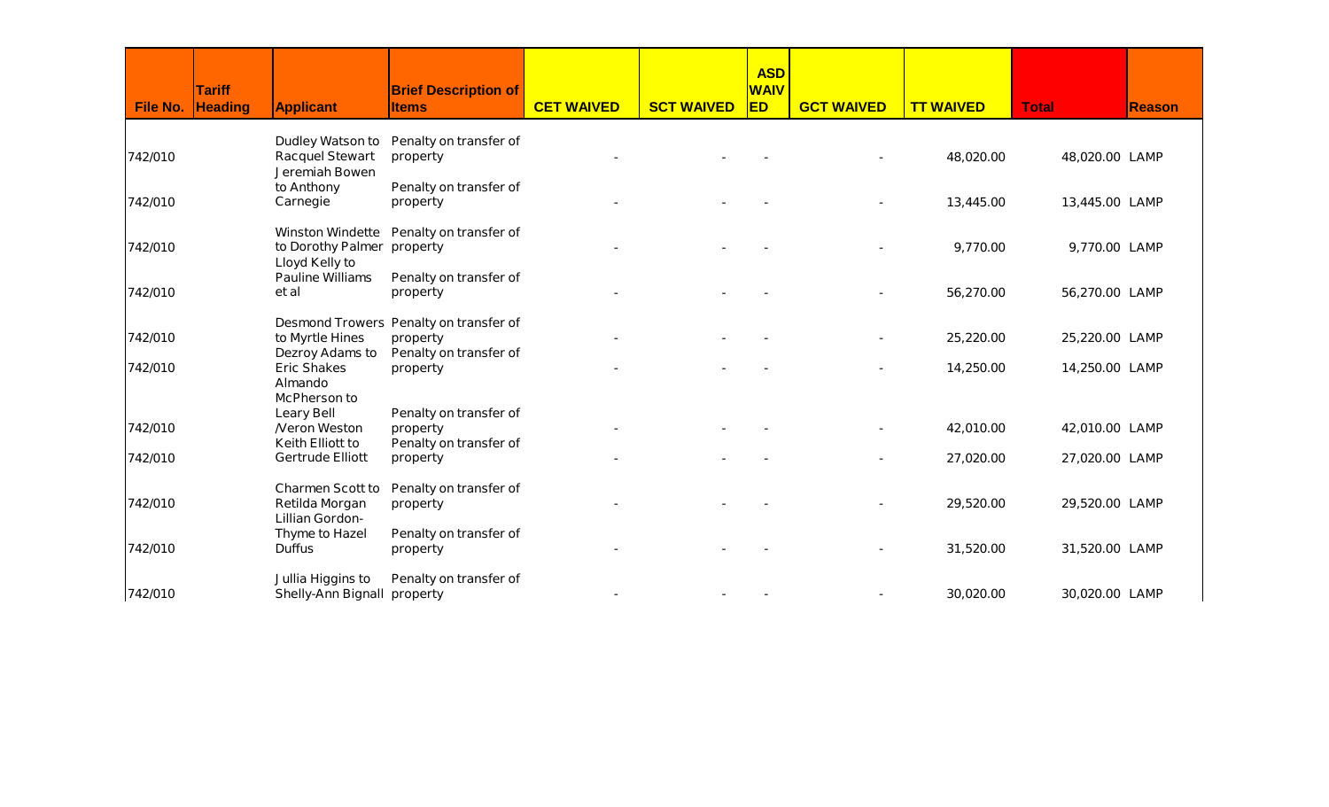| File No. | Tariff Heading | Applicant | Brief Description of Items | CET WAIVED | SCT WAIVED | ASD WAIVED | GCT WAIVED | TT WAIVED | Total | Reason |
|---|---|---|---|---|---|---|---|---|---|---|
| 742/010 | | Dudley Watson to Racquel Stewart | Penalty on transfer of property | - | - | - | - | 48,020.00 | 48,020.00 | LAMP |
| 742/010 | | Jeremiah Bowen to Anthony Carnegie | Penalty on transfer of property | - | - | - | - | 13,445.00 | 13,445.00 | LAMP |
| 742/010 | | Winston Windette to Dorothy Palmer | Penalty on transfer of property | - | - | - | - | 9,770.00 | 9,770.00 | LAMP |
| 742/010 | | Lloyd Kelly to Pauline Williams et al | Penalty on transfer of property | - | - | - | - | 56,270.00 | 56,270.00 | LAMP |
| 742/010 | | Desmond Trowers to Myrtle Hines | Penalty on transfer of property | - | - | - | - | 25,220.00 | 25,220.00 | LAMP |
| 742/010 | | Dezroy Adams to Eric Shakes | Penalty on transfer of property | - | - | - | - | 14,250.00 | 14,250.00 | LAMP |
| 742/010 | | Almando McPherson to Leary Bell /Veron Weston | Penalty on transfer of property | - | - | - | - | 42,010.00 | 42,010.00 | LAMP |
| 742/010 | | Keith Elliott to Gertrude Elliott | Penalty on transfer of property | - | - | - | - | 27,020.00 | 27,020.00 | LAMP |
| 742/010 | | Charmen Scott to Retilda Morgan | Penalty on transfer of property | - | - | - | - | 29,520.00 | 29,520.00 | LAMP |
| 742/010 | | Lillian Gordon-Thyme to Hazel Duffus | Penalty on transfer of property | - | - | - | - | 31,520.00 | 31,520.00 | LAMP |
| 742/010 | | Jullia Higgins to Shelly-Ann Bignall | Penalty on transfer of property | - | - | - | - | 30,020.00 | 30,020.00 | LAMP |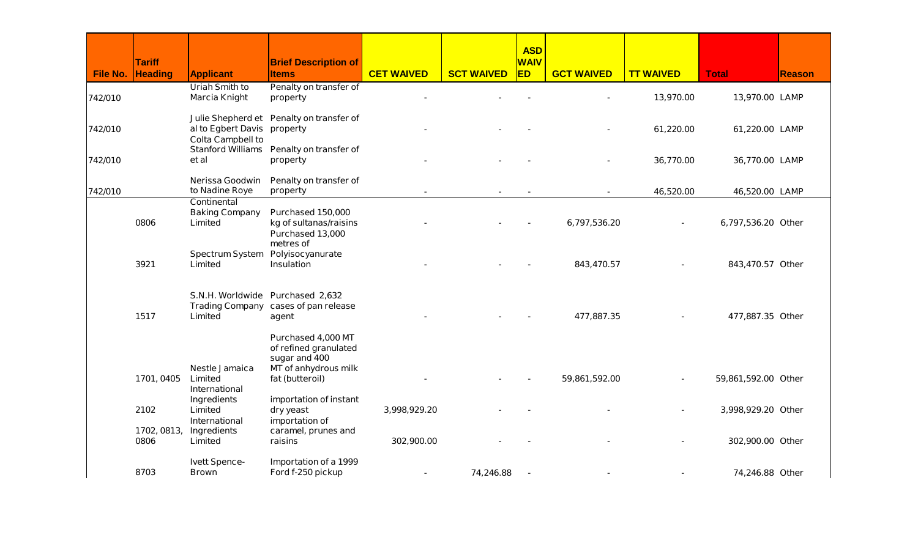| File No. | Tariff Heading | Applicant | Brief Description of Items | CET WAIVED | SCT WAIVED | ASD WAIVED | GCT WAIVED | TT WAIVED | Total | Reason |
|---|---|---|---|---|---|---|---|---|---|---|
| 742/010 | | Uriah Smith to Marcia Knight | Penalty on transfer of property | - | - | - | - | 13,970.00 | 13,970.00 | LAMP |
| 742/010 | | Julie Shepherd et al to Egbert Davis | Penalty on transfer of property | - | - | - | - | 61,220.00 | 61,220.00 | LAMP |
| 742/010 | | Colta Campbell to Stanford Williams et al | Penalty on transfer of property | - | - | - | - | 36,770.00 | 36,770.00 | LAMP |
| 742/010 | | Nerissa Goodwin to Nadine Roye | Penalty on transfer of property | - | - | - | - | 46,520.00 | 46,520.00 | LAMP |
| | 0806 | Continental Baking Company Limited | Purchased 150,000 kg of sultanas/raisins | - | - | - | 6,797,536.20 | - | 6,797,536.20 | Other |
| | 3921 | Spectrum System Limited | Purchased 13,000 metres of Polyisocyanurate Insulation | - | - | - | 843,470.57 | - | 843,470.57 | Other |
| | 1517 | S.N.H. Worldwide Trading Company Limited | Purchased 2,632 cases of pan release agent | - | - | - | 477,887.35 | - | 477,887.35 | Other |
| | 1701, 0405 | Nestle Jamaica Limited | Purchased 4,000 MT of refined granulated sugar and 400 MT of anhydrous milk fat (butteroil) | - | - | - | 59,861,592.00 | - | 59,861,592.00 | Other |
| | 2102 | International Ingredients Limited | importation of instant dry yeast | 3,998,929.20 | - | - | - | - | 3,998,929.20 | Other |
| | 1702, 0813, 0806 | International Ingredients Limited | importation of caramel, prunes and raisins | 302,900.00 | - | - | - | - | 302,900.00 | Other |
| | 8703 | Ivett Spence-Brown | Importation of a 1999 Ford f-250 pickup | - | 74,246.88 | - | - | - | 74,246.88 | Other |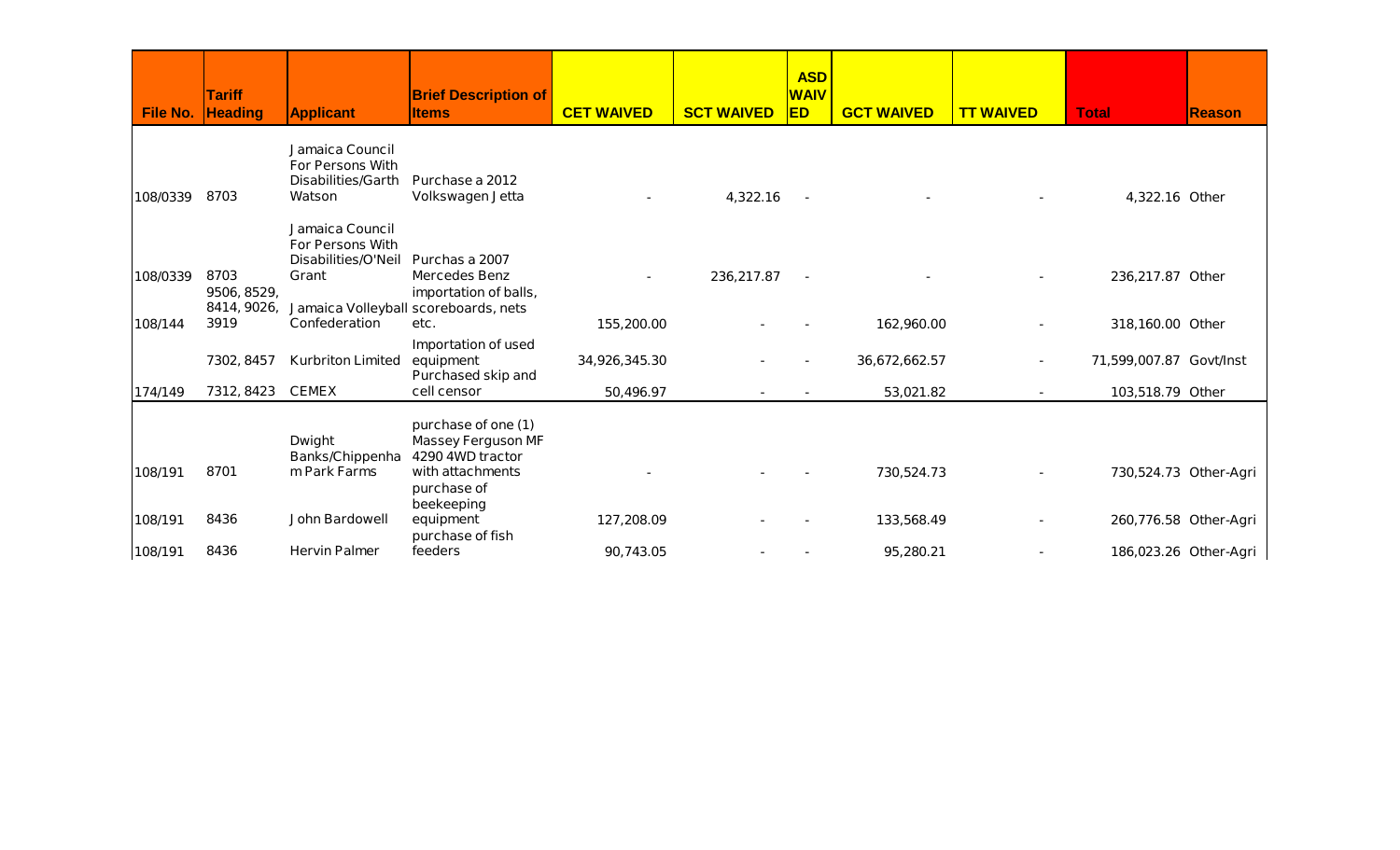| File No. | Tariff Heading | Applicant | Brief Description of Items | CET WAIVED | SCT WAIVED | ASD WAIVED | GCT WAIVED | TT WAIVED | Total | Reason |
|---|---|---|---|---|---|---|---|---|---|---|
| 108/0339 | 8703 | Jamaica Council For Persons With Disabilities/Garth Watson | Purchase a 2012 Volkswagen Jetta | - | 4,322.16 | - | - | - | 4,322.16 | Other |
| 108/0339 | 8703 | Jamaica Council For Persons With Disabilities/O'Neil Grant | Purchas a 2007 Mercedes Benz | - | 236,217.87 | - | - | - | 236,217.87 | Other |
| 108/144 | 9506, 8529, 8414, 9026, 3919 | Jamaica Volleyball Confederation | importation of balls, scoreboards, nets etc. | 155,200.00 | - | - | 162,960.00 | - | 318,160.00 | Other |
| | 7302, 8457 | Kurbriton Limited | Importation of used equipment | 34,926,345.30 | - | - | 36,672,662.57 | - | 71,599,007.87 | Govt/Inst |
| 174/149 | 7312, 8423 | CEMEX | Purchased skip and cell censor | 50,496.97 | - | - | 53,021.82 | - | 103,518.79 | Other |
| 108/191 | 8701 | Dwight Banks/Chippenham Park Farms | purchase of one (1) Massey Ferguson MF 4290 4WD tractor with attachments | - | - | - | 730,524.73 | - | 730,524.73 | Other-Agri |
| 108/191 | 8436 | John Bardowell | purchase of beekeeping equipment | 127,208.09 | - | - | 133,568.49 | - | 260,776.58 | Other-Agri |
| 108/191 | 8436 | Hervin Palmer | purchase of fish feeders | 90,743.05 | - | - | 95,280.21 | - | 186,023.26 | Other-Agri |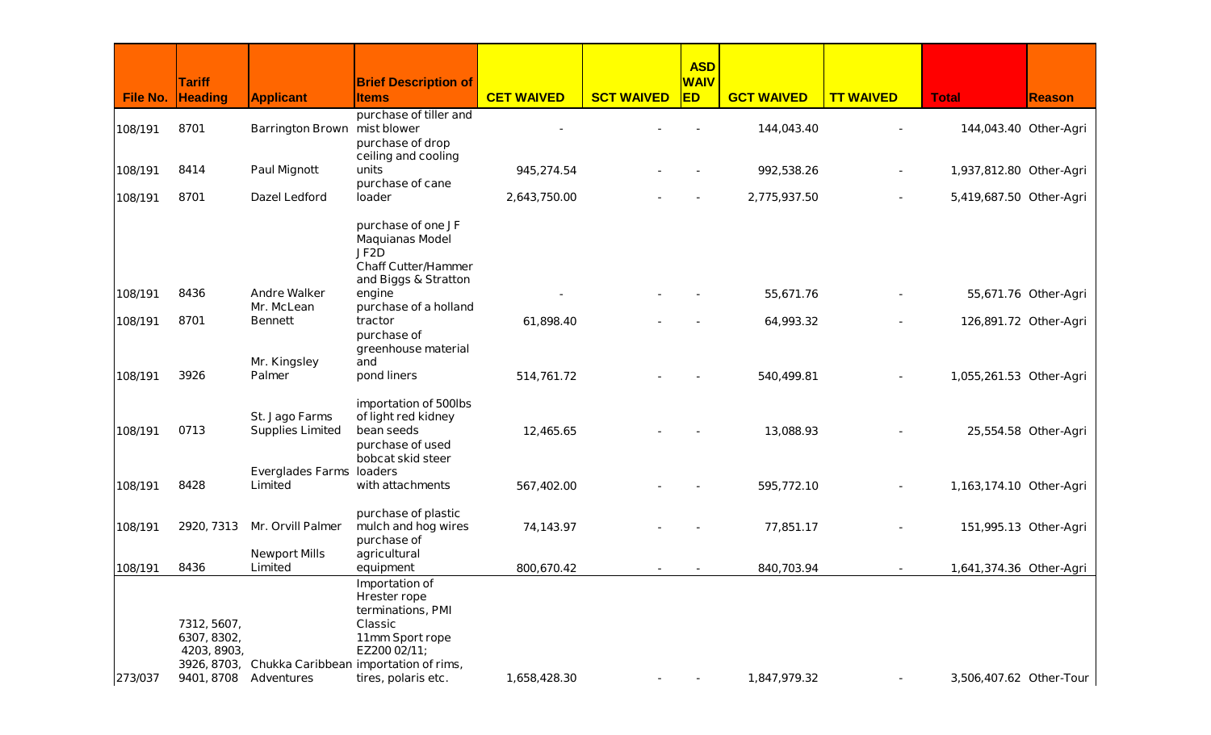| File No. | Tariff Heading | Applicant | Brief Description of Items | CET WAIVED | SCT WAIVED | ASD WAIVED | GCT WAIVED | TT WAIVED | Total | Reason |
|---|---|---|---|---|---|---|---|---|---|---|
| 108/191 | 8701 | Barrington Brown | purchase of tiller and mist blower | - | - | - | 144,043.40 | - | 144,043.40 | Other-Agri |
| 108/191 | 8414 | Paul Mignott | purchase of drop ceiling and cooling units | 945,274.54 | - | - | 992,538.26 | - | 1,937,812.80 | Other-Agri |
| 108/191 | 8701 | Dazel Ledford | purchase of cane loader | 2,643,750.00 | - | - | 2,775,937.50 | - | 5,419,687.50 | Other-Agri |
| 108/191 | 8436 | Andre Walker | purchase of one J F Maquianas Model JF2D Chaff Cutter/Hammer and Biggs & Stratton engine | - | - | - | 55,671.76 | - | 55,671.76 | Other-Agri |
| 108/191 | 8701 | Mr. McLean Bennett | purchase of a holland tractor | 61,898.40 | - | - | 64,993.32 | - | 126,891.72 | Other-Agri |
| 108/191 | 3926 | Mr. Kingsley Palmer | purchase of greenhouse material and pond liners | 514,761.72 | - | - | 540,499.81 | - | 1,055,261.53 | Other-Agri |
| 108/191 | 0713 | St. Jago Farms Supplies Limited | importation of 500lbs of light red kidney bean seeds | 12,465.65 | - | - | 13,088.93 | - | 25,554.58 | Other-Agri |
| 108/191 | 8428 | Everglades Farms Limited | purchase of used bobcat skid steer loaders with attachments | 567,402.00 | - | - | 595,772.10 | - | 1,163,174.10 | Other-Agri |
| 108/191 | 2920, 7313 | Mr. Orvill Palmer | purchase of plastic mulch and hog wires | 74,143.97 | - | - | 77,851.17 | - | 151,995.13 | Other-Agri |
| 108/191 | 8436 | Newport Mills Limited | purchase of agricultural equipment | 800,670.42 | - | - | 840,703.94 | - | 1,641,374.36 | Other-Agri |
| 273/037 | 7312, 5607, 6307, 8302, 4203, 8903, 3926, 8703, 9401, 8708 | Chukka Caribbean Adventures | Importation of Hrester rope terminations, PMI Classic 11mm Sport rope EZ200 02/11; importation of rims, tires, polaris etc. | 1,658,428.30 | - | - | 1,847,979.32 | - | 3,506,407.62 | Other-Tour |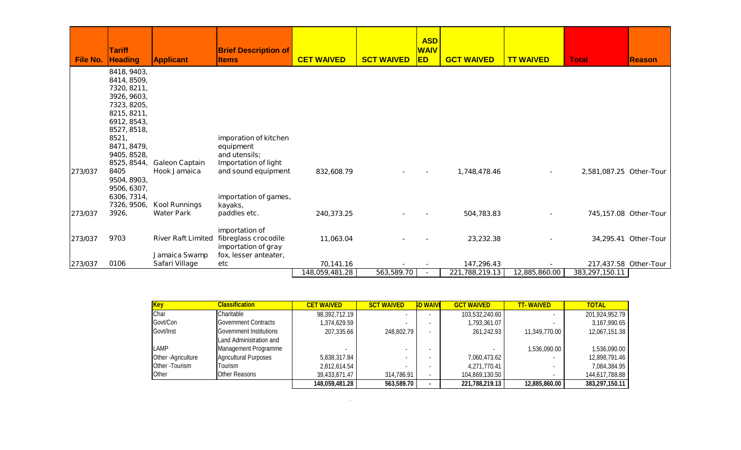| File No. | Tariff Heading | Applicant | Brief Description of Items | CET WAIVED | SCT WAIVED | ASD WAIVED | GCT WAIVED | TT WAIVED | Total | Reason |
|---|---|---|---|---|---|---|---|---|---|---|
| 273/037 | 8418, 9403, 8414, 8509, 7320, 8211, 3926, 9603, 7323, 8205, 8215, 8211, 6912, 8543, 8527, 8518, 8521, 8471, 8479, 9405, 8528, 8525, 8544, 8405 | Galeon Captain Hook Jamaica | imporation of kitchen equipment and utensils; Importation of light and sound equipment | 832,608.79 | - | - | 1,748,478.46 | - | 2,581,087.25 | Other-Tour |
| 273/037 | 9504, 8903, 9506, 6307, 6306, 7314, 7326, 9506, 3926, | Kool Runnings Water Park | importation of games, kayaks, paddles etc. | 240,373.25 | - | - | 504,783.83 | - | 745,157.08 | Other-Tour |
| 273/037 | 9703 | River Raft Limited | importation of fibreglass crocodile | 11,063.04 | - | - | 23,232.38 | - | 34,295.41 | Other-Tour |
| 273/037 | 0106 | Jamaica Swamp Safari Village | importation of gray fox, lesser anteater, etc | 70,141.16 | - | - | 147,296.43 | - | 217,437.58 | Other-Tour |
| | | | | 148,059,481.28 | 563,589.70 | - | 221,788,219.13 | 12,885,860.00 | 383,297,150.11 | |

| Key | Classification | CET WAIVED | SCT WAIVED | ASD WAIVED | GCT WAIVED | TT- WAIVED | TOTAL |
|---|---|---|---|---|---|---|---|
| Char | Charitable | 98,392,712.19 | - | - | 103,532,240.60 | - | 201,924,952.79 |
| Govt/Con | Government Contracts | 1,374,629.59 | - | - | 1,793,361.07 | - | 3,167,990.65 |
| Govt/Inst | Government Institutions | 207,335.66 | 248,802.79 | - | 261,242.93 | 11,349,770.00 | 12,067,151.38 |
| LAMP | Land Administration and Management Programme | - | - | - | - | 1,536,090.00 | 1,536,090.00 |
| Other -Agriculture | Agricultural Purposes | 5,838,317.84 | - | - | 7,060,473.62 | - | 12,898,791.46 |
| Other -Tourism | Tourism | 2,812,614.54 | - | - | 4,271,770.41 | - | 7,084,384.95 |
| Other | Other Reasons | 39,433,871.47 | 314,786.91 | - | 104,869,130.50 | - | 144,617,788.88 |
| | | 148,059,481.28 | 563,589.70 | - | 221,788,219.13 | 12,885,860.00 | 383,297,150.11 |